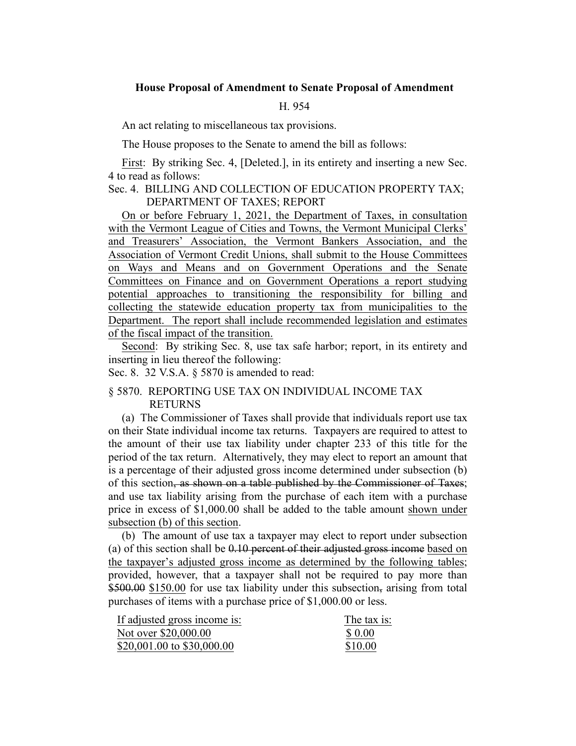**House Proposal of Amendment to Senate Proposal of Amendment**

H. 954

An act relating to miscellaneous tax provisions.

The House proposes to the Senate to amend the bill as follows:

First: By striking Sec. 4, [Deleted.], in its entirety and inserting a new Sec. 4 to read as follows:

Sec. 4. BILLING AND COLLECTION OF EDUCATION PROPERTY TAX; DEPARTMENT OF TAXES; REPORT

On or before February 1, 2021, the Department of Taxes, in consultation with the Vermont League of Cities and Towns, the Vermont Municipal Clerks' and Treasurers' Association, the Vermont Bankers Association, and the Association of Vermont Credit Unions, shall submit to the House Committees on Ways and Means and on Government Operations and the Senate Committees on Finance and on Government Operations a report studying potential approaches to transitioning the responsibility for billing and collecting the statewide education property tax from municipalities to the Department. The report shall include recommended legislation and estimates of the fiscal impact of the transition.

Second: By striking Sec. 8, use tax safe harbor; report, in its entirety and inserting in lieu thereof the following:

Sec. 8. 32 V.S.A. § 5870 is amended to read:

§ 5870. REPORTING USE TAX ON INDIVIDUAL INCOME TAX RETURNS

(a) The Commissioner of Taxes shall provide that individuals report use tax on their State individual income tax returns. Taxpayers are required to attest to the amount of their use tax liability under chapter 233 of this title for the period of the tax return. Alternatively, they may elect to report an amount that is a percentage of their adjusted gross income determined under subsection (b) of this section~~, as shown on a table published by the Commissioner of Taxes~~; and use tax liability arising from the purchase of each item with a purchase price in excess of $1,000.00 shall be added to the table amount shown under subsection (b) of this section.

(b) The amount of use tax a taxpayer may elect to report under subsection (a) of this section shall be ~~0.10 percent of their adjusted gross income~~ based on the taxpayer's adjusted gross income as determined by the following tables; provided, however, that a taxpayer shall not be required to pay more than ~~$500.00~~ $150.00 for use tax liability under this subsection~~,~~ arising from total purchases of items with a purchase price of $1,000.00 or less.

| If adjusted gross income is: | The tax is: |
|---|---|
| Not over $20,000.00 | $ 0.00 |
| $20,001.00 to $30,000.00 | $10.00 |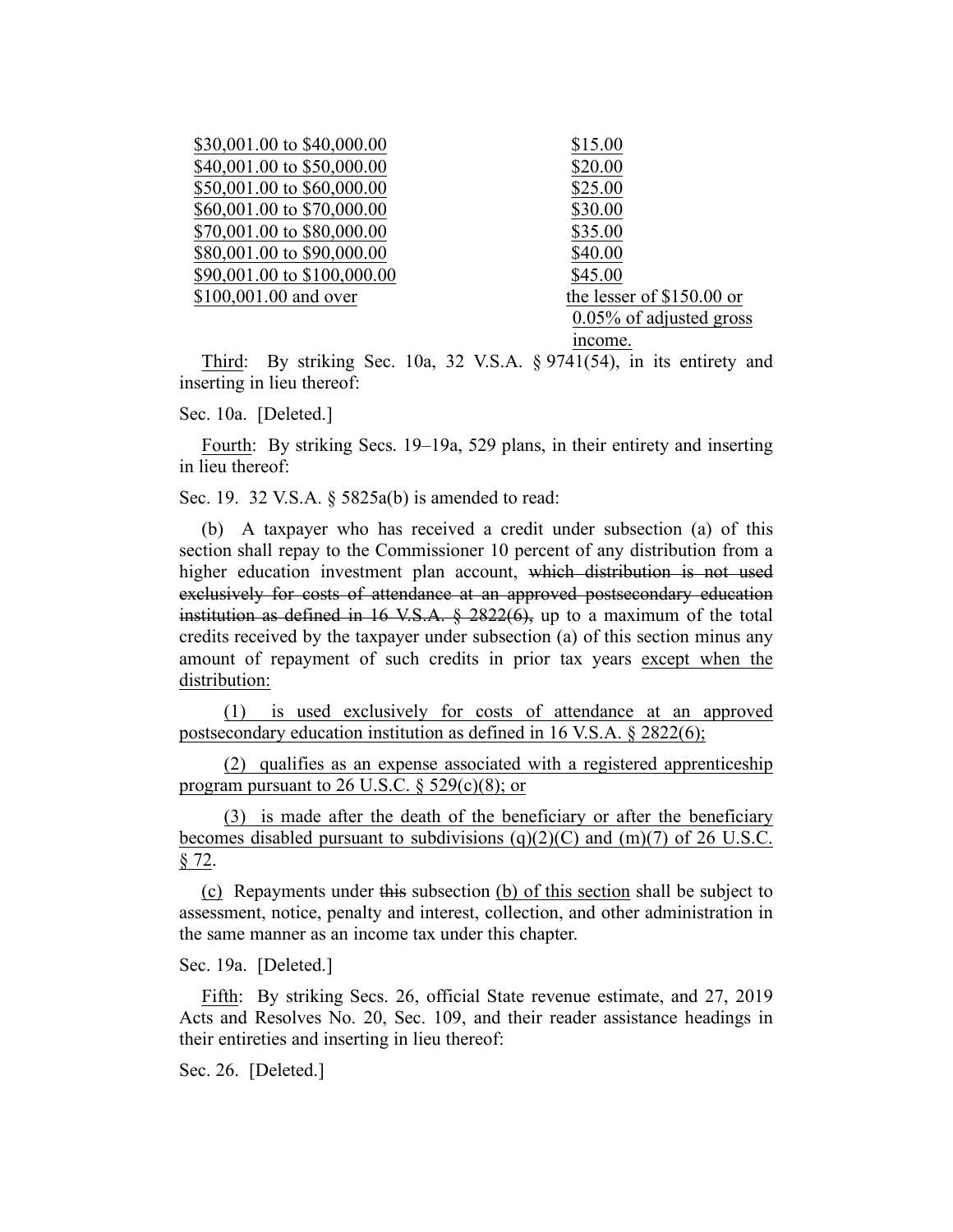| | |
|---|---|
| $30,001.00 to $40,000.00 | $15.00 |
| $40,001.00 to $50,000.00 | $20.00 |
| $50,001.00 to $60,000.00 | $25.00 |
| $60,001.00 to $70,000.00 | $30.00 |
| $70,001.00 to $80,000.00 | $35.00 |
| $80,001.00 to $90,000.00 | $40.00 |
| $90,001.00 to $100,000.00 | $45.00 |
| $100,001.00 and over | the lesser of $150.00 or 0.05% of adjusted gross income. |

Third: By striking Sec. 10a, 32 V.S.A. § 9741(54), in its entirety and inserting in lieu thereof:

Sec. 10a. [Deleted.]

Fourth: By striking Secs. 19–19a, 529 plans, in their entirety and inserting in lieu thereof:

Sec. 19. 32 V.S.A. § 5825a(b) is amended to read:

(b) A taxpayer who has received a credit under subsection (a) of this section shall repay to the Commissioner 10 percent of any distribution from a higher education investment plan account, ~~which distribution is not used exclusively for costs of attendance at an approved postsecondary education institution as defined in 16 V.S.A. § 2822(6),~~ up to a maximum of the total credits received by the taxpayer under subsection (a) of this section minus any amount of repayment of such credits in prior tax years except when the distribution:

(1) is used exclusively for costs of attendance at an approved postsecondary education institution as defined in 16 V.S.A. § 2822(6);

(2) qualifies as an expense associated with a registered apprenticeship program pursuant to 26 U.S.C. § 529(c)(8); or

(3) is made after the death of the beneficiary or after the beneficiary becomes disabled pursuant to subdivisions (q)(2)(C) and (m)(7) of 26 U.S.C. § 72.

(c) Repayments under ~~this~~ subsection (b) of this section shall be subject to assessment, notice, penalty and interest, collection, and other administration in the same manner as an income tax under this chapter.

Sec. 19a. [Deleted.]

Fifth: By striking Secs. 26, official State revenue estimate, and 27, 2019 Acts and Resolves No. 20, Sec. 109, and their reader assistance headings in their entireties and inserting in lieu thereof:

Sec. 26. [Deleted.]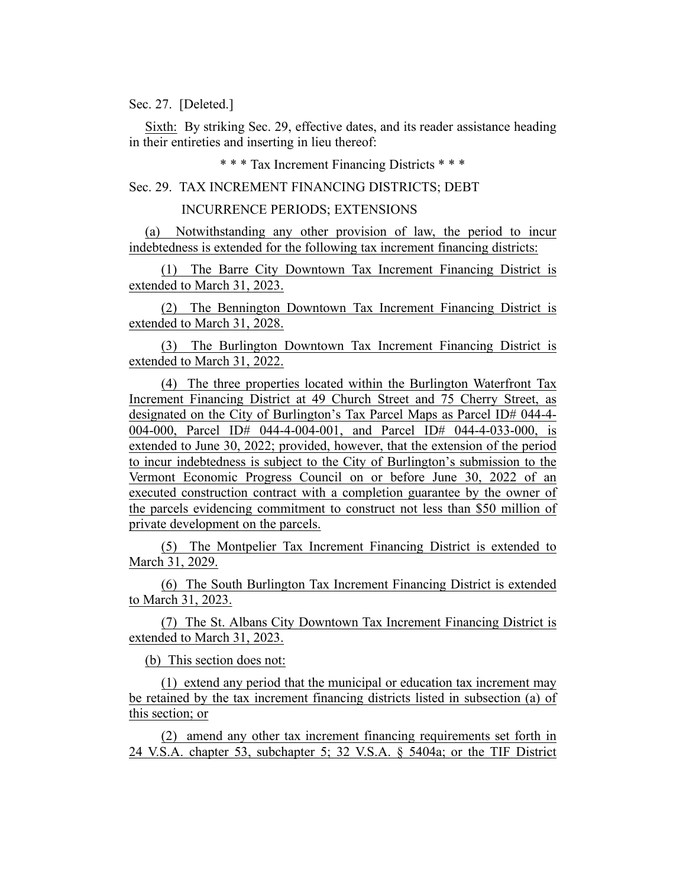Sec. 27. [Deleted.]

Sixth: By striking Sec. 29, effective dates, and its reader assistance heading in their entireties and inserting in lieu thereof:

\* \* \* Tax Increment Financing Districts \* \* \*

Sec. 29. TAX INCREMENT FINANCING DISTRICTS; DEBT INCURRENCE PERIODS; EXTENSIONS

(a) Notwithstanding any other provision of law, the period to incur indebtedness is extended for the following tax increment financing districts:

(1) The Barre City Downtown Tax Increment Financing District is extended to March 31, 2023.

(2) The Bennington Downtown Tax Increment Financing District is extended to March 31, 2028.

(3) The Burlington Downtown Tax Increment Financing District is extended to March 31, 2022.

(4) The three properties located within the Burlington Waterfront Tax Increment Financing District at 49 Church Street and 75 Cherry Street, as designated on the City of Burlington's Tax Parcel Maps as Parcel ID# 044-4-004-000, Parcel ID# 044-4-004-001, and Parcel ID# 044-4-033-000, is extended to June 30, 2022; provided, however, that the extension of the period to incur indebtedness is subject to the City of Burlington's submission to the Vermont Economic Progress Council on or before June 30, 2022 of an executed construction contract with a completion guarantee by the owner of the parcels evidencing commitment to construct not less than $50 million of private development on the parcels.

(5) The Montpelier Tax Increment Financing District is extended to March 31, 2029.

(6) The South Burlington Tax Increment Financing District is extended to March 31, 2023.

(7) The St. Albans City Downtown Tax Increment Financing District is extended to March 31, 2023.

(b) This section does not:

(1) extend any period that the municipal or education tax increment may be retained by the tax increment financing districts listed in subsection (a) of this section; or

(2) amend any other tax increment financing requirements set forth in 24 V.S.A. chapter 53, subchapter 5; 32 V.S.A. § 5404a; or the TIF District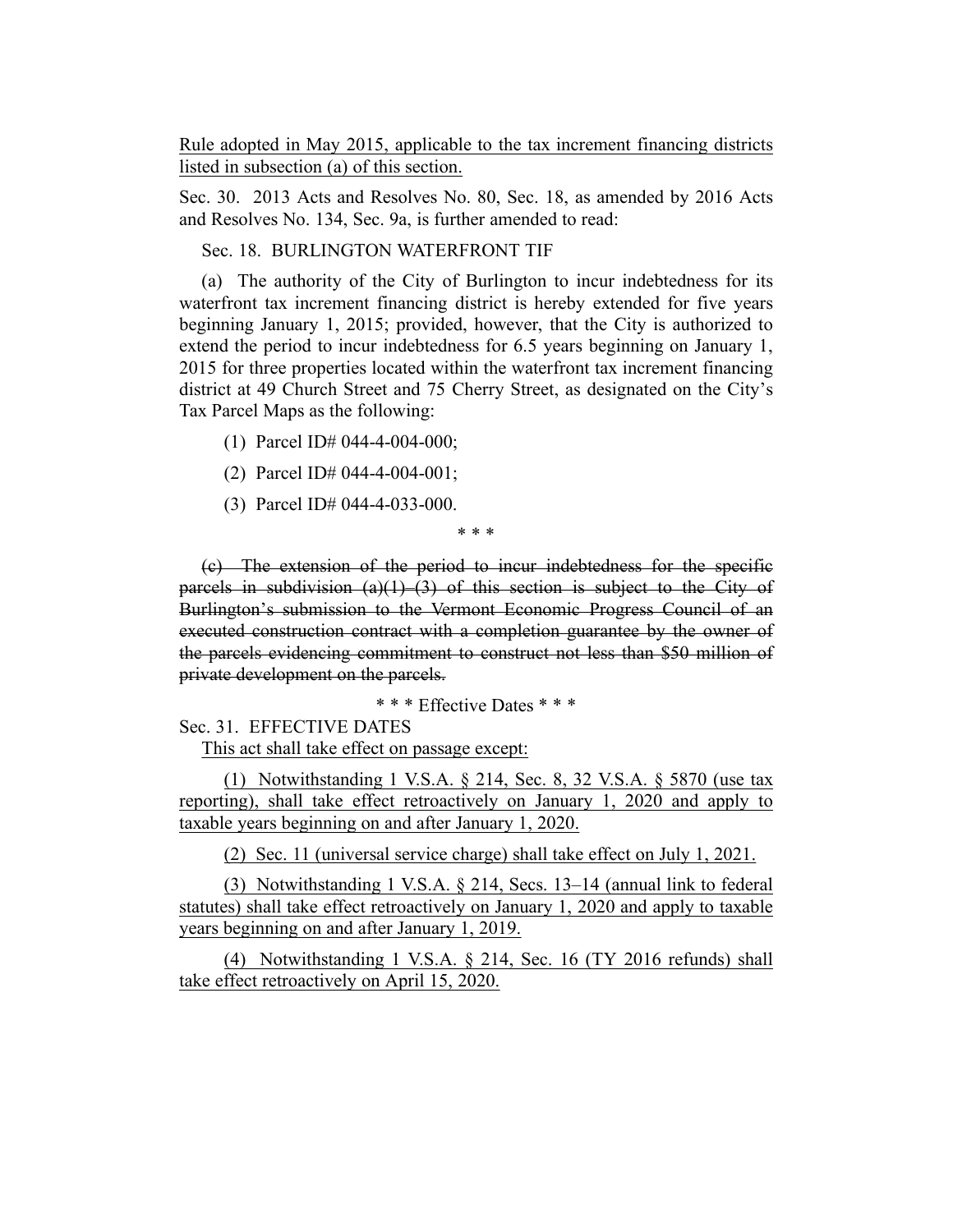Rule adopted in May 2015, applicable to the tax increment financing districts listed in subsection (a) of this section.

Sec. 30. 2013 Acts and Resolves No. 80, Sec. 18, as amended by 2016 Acts and Resolves No. 134, Sec. 9a, is further amended to read:

Sec. 18. BURLINGTON WATERFRONT TIF

(a) The authority of the City of Burlington to incur indebtedness for its waterfront tax increment financing district is hereby extended for five years beginning January 1, 2015; provided, however, that the City is authorized to extend the period to incur indebtedness for 6.5 years beginning on January 1, 2015 for three properties located within the waterfront tax increment financing district at 49 Church Street and 75 Cherry Street, as designated on the City's Tax Parcel Maps as the following:

(1) Parcel ID# 044-4-004-000;

(2) Parcel ID# 044-4-004-001;

(3) Parcel ID# 044-4-033-000.

\* \* \*

~~(c) The extension of the period to incur indebtedness for the specific parcels in subdivision (a)(1)–(3) of this section is subject to the City of Burlington's submission to the Vermont Economic Progress Council of an executed construction contract with a completion guarantee by the owner of the parcels evidencing commitment to construct not less than $50 million of private development on the parcels.~~

\* \* \* Effective Dates \* \* \*

Sec. 31. EFFECTIVE DATES

This act shall take effect on passage except:

(1) Notwithstanding 1 V.S.A. § 214, Sec. 8, 32 V.S.A. § 5870 (use tax reporting), shall take effect retroactively on January 1, 2020 and apply to taxable years beginning on and after January 1, 2020.

(2) Sec. 11 (universal service charge) shall take effect on July 1, 2021.

(3) Notwithstanding 1 V.S.A. § 214, Secs. 13–14 (annual link to federal statutes) shall take effect retroactively on January 1, 2020 and apply to taxable years beginning on and after January 1, 2019.

(4) Notwithstanding 1 V.S.A. § 214, Sec. 16 (TY 2016 refunds) shall take effect retroactively on April 15, 2020.